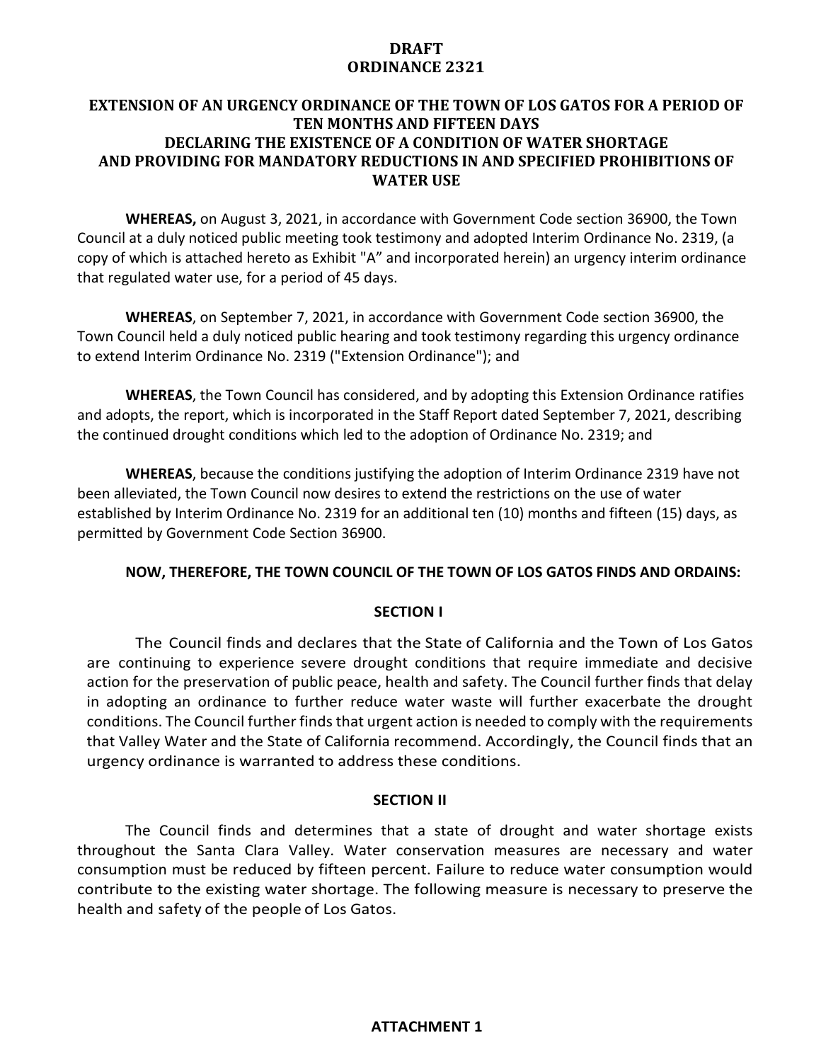# DRAFT
# ORDINANCE 2321

## EXTENSION OF AN URGENCY ORDINANCE OF THE TOWN OF LOS GATOS FOR A PERIOD OF TEN MONTHS AND FIFTEEN DAYS DECLARING THE EXISTENCE OF A CONDITION OF WATER SHORTAGE AND PROVIDING FOR MANDATORY REDUCTIONS IN AND SPECIFIED PROHIBITIONS OF WATER USE

**WHEREAS,** on August 3, 2021, in accordance with Government Code section 36900, the Town Council at a duly noticed public meeting took testimony and adopted Interim Ordinance No. 2319, (a copy of which is attached hereto as Exhibit "A" and incorporated herein) an urgency interim ordinance that regulated water use, for a period of 45 days.

**WHEREAS**, on September 7, 2021, in accordance with Government Code section 36900, the Town Council held a duly noticed public hearing and took testimony regarding this urgency ordinance to extend Interim Ordinance No. 2319 ("Extension Ordinance"); and

**WHEREAS**, the Town Council has considered, and by adopting this Extension Ordinance ratifies and adopts, the report, which is incorporated in the Staff Report dated September 7, 2021, describing the continued drought conditions which led to the adoption of Ordinance No. 2319; and

**WHEREAS**, because the conditions justifying the adoption of Interim Ordinance 2319 have not been alleviated, the Town Council now desires to extend the restrictions on the use of water established by Interim Ordinance No. 2319 for an additional ten (10) months and fifteen (15) days, as permitted by Government Code Section 36900.

**NOW, THEREFORE, THE TOWN COUNCIL OF THE TOWN OF LOS GATOS FINDS AND ORDAINS:**

### SECTION I

The Council finds and declares that the State of California and the Town of Los Gatos are continuing to experience severe drought conditions that require immediate and decisive action for the preservation of public peace, health and safety. The Council further finds that delay in adopting an ordinance to further reduce water waste will further exacerbate the drought conditions. The Council further finds that urgent action is needed to comply with the requirements that Valley Water and the State of California recommend. Accordingly, the Council finds that an urgency ordinance is warranted to address these conditions.

### SECTION II

The Council finds and determines that a state of drought and water shortage exists throughout the Santa Clara Valley. Water conservation measures are necessary and water consumption must be reduced by fifteen percent. Failure to reduce water consumption would contribute to the existing water shortage. The following measure is necessary to preserve the health and safety of the people of Los Gatos.

**ATTACHMENT 1**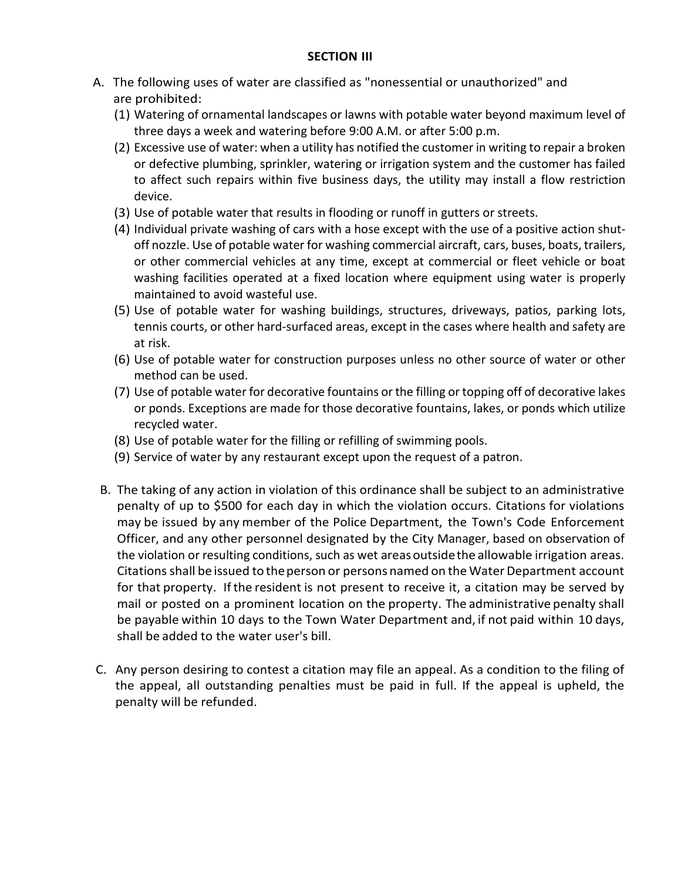## SECTION III

A. The following uses of water are classified as "nonessential or unauthorized" and are prohibited:

   (1) Watering of ornamental landscapes or lawns with potable water beyond maximum level of three days a week and watering before 9:00 A.M. or after 5:00 p.m.

   (2) Excessive use of water: when a utility has notified the customer in writing to repair a broken or defective plumbing, sprinkler, watering or irrigation system and the customer has failed to affect such repairs within five business days, the utility may install a flow restriction device.

   (3) Use of potable water that results in flooding or runoff in gutters or streets.

   (4) Individual private washing of cars with a hose except with the use of a positive action shut-off nozzle. Use of potable water for washing commercial aircraft, cars, buses, boats, trailers, or other commercial vehicles at any time, except at commercial or fleet vehicle or boat washing facilities operated at a fixed location where equipment using water is properly maintained to avoid wasteful use.

   (5) Use of potable water for washing buildings, structures, driveways, patios, parking lots, tennis courts, or other hard-surfaced areas, except in the cases where health and safety are at risk.

   (6) Use of potable water for construction purposes unless no other source of water or other method can be used.

   (7) Use of potable water for decorative fountains or the filling or topping off of decorative lakes or ponds. Exceptions are made for those decorative fountains, lakes, or ponds which utilize recycled water.

   (8) Use of potable water for the filling or refilling of swimming pools.

   (9) Service of water by any restaurant except upon the request of a patron.

B. The taking of any action in violation of this ordinance shall be subject to an administrative penalty of up to $500 for each day in which the violation occurs. Citations for violations may be issued by any member of the Police Department, the Town's Code Enforcement Officer, and any other personnel designated by the City Manager, based on observation of the violation or resulting conditions, such as wet areas outside the allowable irrigation areas. Citations shall be issued to the person or persons named on the Water Department account for that property. If the resident is not present to receive it, a citation may be served by mail or posted on a prominent location on the property. The administrative penalty shall be payable within 10 days to the Town Water Department and, if not paid within 10 days, shall be added to the water user's bill.

C. Any person desiring to contest a citation may file an appeal. As a condition to the filing of the appeal, all outstanding penalties must be paid in full. If the appeal is upheld, the penalty will be refunded.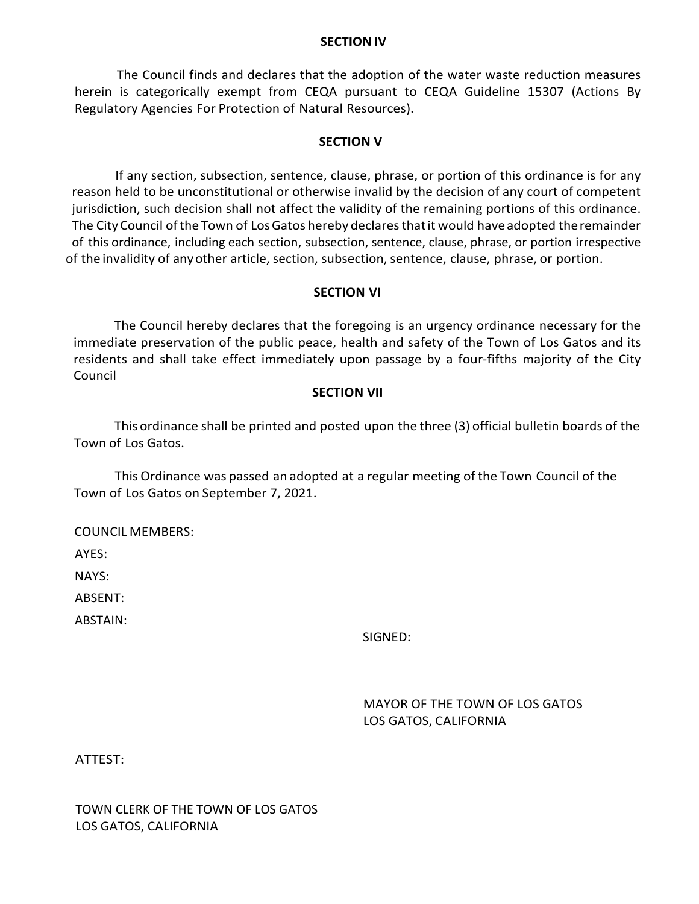## SECTION IV

The Council finds and declares that the adoption of the water waste reduction measures herein is categorically exempt from CEQA pursuant to CEQA Guideline 15307 (Actions By Regulatory Agencies For Protection of Natural Resources).

## SECTION V

If any section, subsection, sentence, clause, phrase, or portion of this ordinance is for any reason held to be unconstitutional or otherwise invalid by the decision of any court of competent jurisdiction, such decision shall not affect the validity of the remaining portions of this ordinance. The City Council of the Town of Los Gatos hereby declares that it would have adopted the remainder of this ordinance, including each section, subsection, sentence, clause, phrase, or portion irrespective of the invalidity of any other article, section, subsection, sentence, clause, phrase, or portion.

## SECTION VI

The Council hereby declares that the foregoing is an urgency ordinance necessary for the immediate preservation of the public peace, health and safety of the Town of Los Gatos and its residents and shall take effect immediately upon passage by a four-fifths majority of the City Council

## SECTION VII

This ordinance shall be printed and posted upon the three (3) official bulletin boards of the Town of Los Gatos.

This Ordinance was passed an adopted at a regular meeting of the Town Council of the Town of Los Gatos on September 7, 2021.

COUNCIL MEMBERS:

AYES:

NAYS:

ABSENT:

ABSTAIN:

SIGNED:

MAYOR OF THE TOWN OF LOS GATOS
LOS GATOS, CALIFORNIA

ATTEST:

TOWN CLERK OF THE TOWN OF LOS GATOS
LOS GATOS, CALIFORNIA